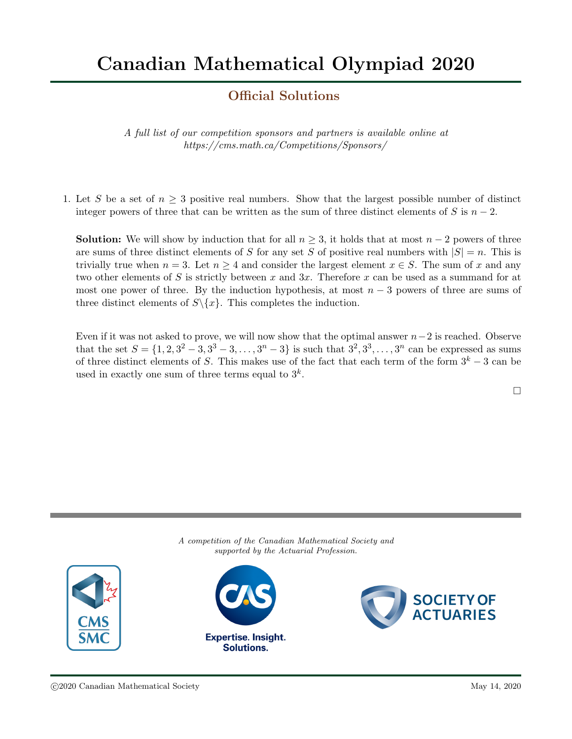# Canadian Mathematical Olympiad 2020

## Official Solutions

*A full list of our competition sponsors and partners is available online at https://cms.math.ca/Competitions/Sponsors/*

1. Let $S$ be a set of $n \geq 3$ positive real numbers. Show that the largest possible number of distinct integer powers of three that can be written as the sum of three distinct elements of $S$ is $n-2$.

   **Solution:** We will show by induction that for all $n \geq 3$, it holds that at most $n-2$ powers of three are sums of three distinct elements of $S$ for any set $S$ of positive real numbers with $|S| = n$. This is trivially true when $n = 3$. Let $n \geq 4$ and consider the largest element $x \in S$. The sum of $x$ and any two other elements of $S$ is strictly between $x$ and $3x$. Therefore $x$ can be used as a summand for at most one power of three. By the induction hypothesis, at most $n-3$ powers of three are sums of three distinct elements of $S \backslash \{x\}$. This completes the induction.

   Even if it was not asked to prove, we will now show that the optimal answer $n-2$ is reached. Observe that the set $S = \{1, 2, 3^2 - 3, 3^3 - 3, \ldots, 3^n - 3\}$ is such that $3^2, 3^3, \ldots, 3^n$ can be expressed as sums of three distinct elements of $S$. This makes use of the fact that each term of the form $3^k - 3$ can be used in exactly one sum of three terms equal to $3^k$.

   □

*A competition of the Canadian Mathematical Society and supported by the Actuarial Profession.*

CMS SMC

CAS Expertise. Insight. Solutions.

SOCIETY OF ACTUARIES

©2020 Canadian Mathematical Society

May 14, 2020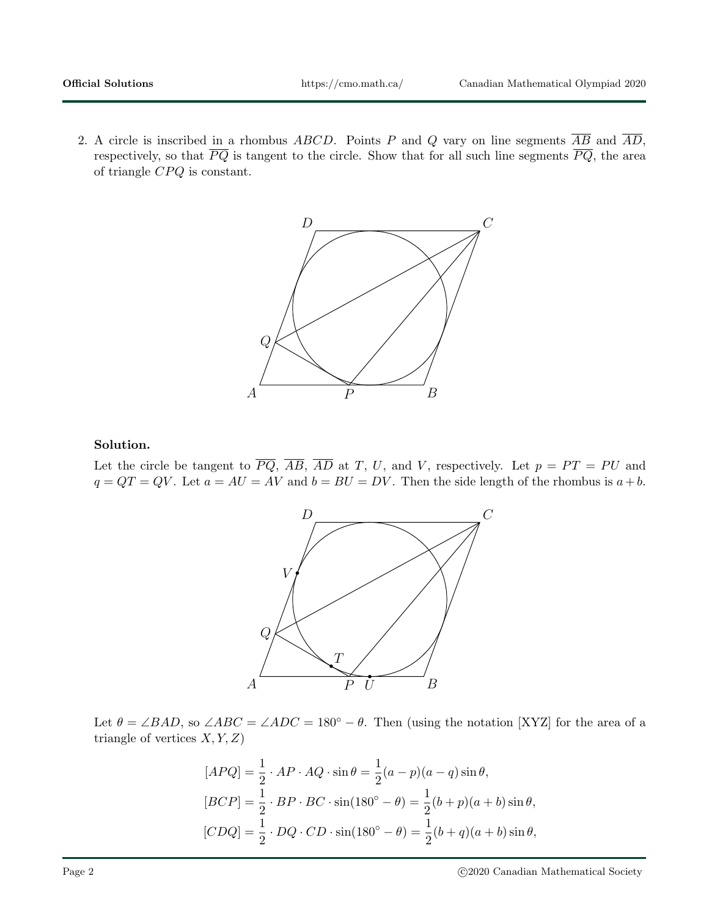2. A circle is inscribed in a rhombus $ABCD$. Points $P$ and $Q$ vary on line segments $\overline{AB}$ and $\overline{AD}$, respectively, so that $\overline{PQ}$ is tangent to the circle. Show that for all such line segments $\overline{PQ}$, the area of triangle $CPQ$ is constant.

**Solution.**

Let the circle be tangent to $\overline{PQ}$, $\overline{AB}$, $\overline{AD}$ at $T$, $U$, and $V$, respectively. Let $p = PT = PU$ and $q = QT = QV$. Let $a = AU = AV$ and $b = BU = DV$. Then the side length of the rhombus is $a + b$.

Let $\theta = \angle BAD$, so $\angle ABC = \angle ADC = 180^\circ - \theta$. Then (using the notation [XYZ] for the area of a triangle of vertices $X, Y, Z$)

$$[APQ] = \frac{1}{2} \cdot AP \cdot AQ \cdot \sin\theta = \frac{1}{2}(a-p)(a-q)\sin\theta,$$
$$[BCP] = \frac{1}{2} \cdot BP \cdot BC \cdot \sin(180^\circ - \theta) = \frac{1}{2}(b+p)(a+b)\sin\theta,$$
$$[CDQ] = \frac{1}{2} \cdot DQ \cdot CD \cdot \sin(180^\circ - \theta) = \frac{1}{2}(b+q)(a+b)\sin\theta,$$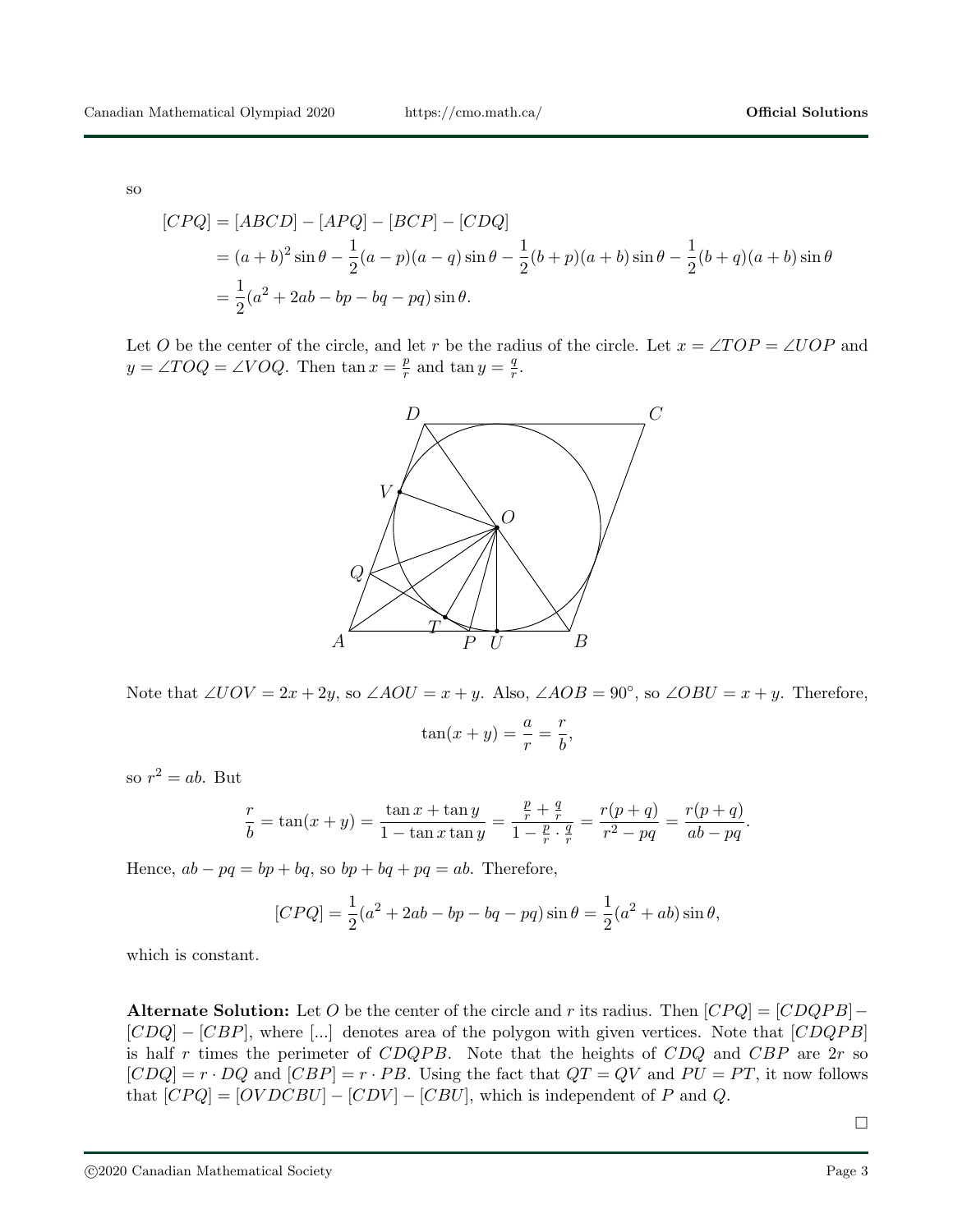so

$$
\begin{aligned}
[CPQ] &= [ABCD] - [APQ] - [BCP] - [CDQ] \\
&= (a+b)^2 \sin\theta - \frac{1}{2}(a-p)(a-q)\sin\theta - \frac{1}{2}(b+p)(a+b)\sin\theta - \frac{1}{2}(b+q)(a+b)\sin\theta \\
&= \frac{1}{2}(a^2 + 2ab - bp - bq - pq)\sin\theta.
\end{aligned}
$$

Let $O$ be the center of the circle, and let $r$ be the radius of the circle. Let $x = \angle TOP = \angle UOP$ and $y = \angle TOQ = \angle VOQ$. Then $\tan x = \frac{p}{r}$ and $\tan y = \frac{q}{r}$.

Note that $\angle UOV = 2x + 2y$, so $\angle AOU = x + y$. Also, $\angle AOB = 90^\circ$, so $\angle OBU = x + y$. Therefore,

$$
\tan(x+y) = \frac{a}{r} = \frac{r}{b},
$$

so $r^2 = ab$. But

$$
\frac{r}{b} = \tan(x+y) = \frac{\tan x + \tan y}{1 - \tan x \tan y} = \frac{\frac{p}{r} + \frac{q}{r}}{1 - \frac{p}{r} \cdot \frac{q}{r}} = \frac{r(p+q)}{r^2 - pq} = \frac{r(p+q)}{ab - pq}.
$$

Hence, $ab - pq = bp + bq$, so $bp + bq + pq = ab$. Therefore,

$$
[CPQ] = \frac{1}{2}(a^2 + 2ab - bp - bq - pq)\sin\theta = \frac{1}{2}(a^2 + ab)\sin\theta,
$$

which is constant.

**Alternate Solution:** Let $O$ be the center of the circle and $r$ its radius. Then $[CPQ] = [CDQPB] - [CDQ] - [CBP]$, where [...] denotes area of the polygon with given vertices. Note that $[CDQPB]$ is half $r$ times the perimeter of $CDQPB$. Note that the heights of $CDQ$ and $CBP$ are $2r$ so $[CDQ] = r \cdot DQ$ and $[CBP] = r \cdot PB$. Using the fact that $QT = QV$ and $PU = PT$, it now follows that $[CPQ] = [OVDCBU] - [CDV] - [CBU]$, which is independent of $P$ and $Q$.

□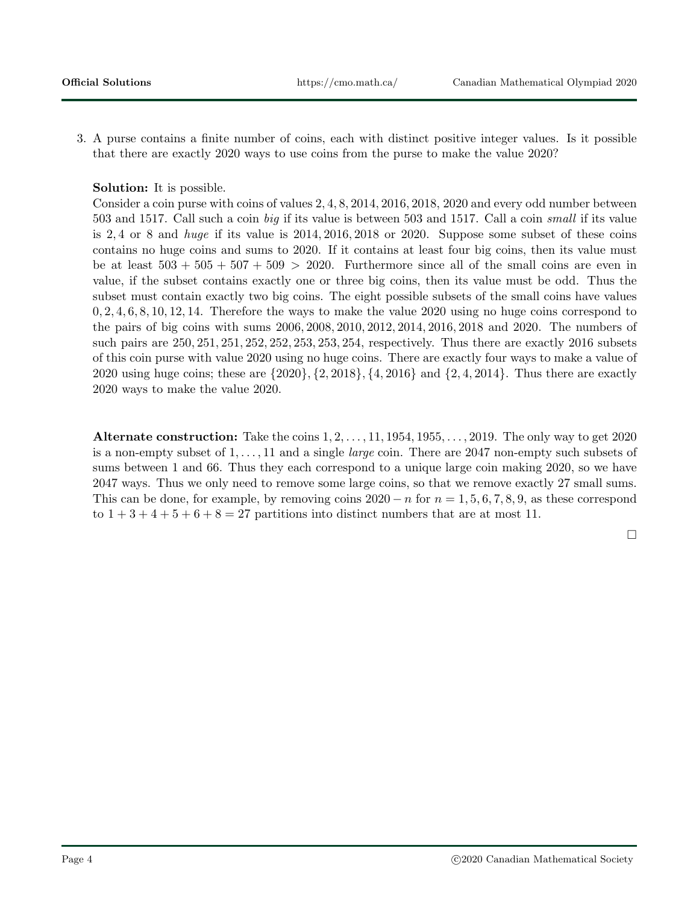3. A purse contains a finite number of coins, each with distinct positive integer values. Is it possible that there are exactly 2020 ways to use coins from the purse to make the value 2020?

**Solution:** It is possible.

Consider a coin purse with coins of values $2, 4, 8, 2014, 2016, 2018, 2020$ and every odd number between 503 and 1517. Call such a coin *big* if its value is between 503 and 1517. Call a coin *small* if its value is $2, 4$ or $8$ and *huge* if its value is $2014, 2016, 2018$ or $2020$. Suppose some subset of these coins contains no huge coins and sums to 2020. If it contains at least four big coins, then its value must be at least $503 + 505 + 507 + 509 > 2020$. Furthermore since all of the small coins are even in value, if the subset contains exactly one or three big coins, then its value must be odd. Thus the subset must contain exactly two big coins. The eight possible subsets of the small coins have values $0, 2, 4, 6, 8, 10, 12, 14$. Therefore the ways to make the value 2020 using no huge coins correspond to the pairs of big coins with sums $2006, 2008, 2010, 2012, 2014, 2016, 2018$ and $2020$. The numbers of such pairs are $250, 251, 251, 252, 252, 253, 253, 254$, respectively. Thus there are exactly 2016 subsets of this coin purse with value 2020 using no huge coins. There are exactly four ways to make a value of 2020 using huge coins; these are $\{2020\}, \{2, 2018\}, \{4, 2016\}$ and $\{2, 4, 2014\}$. Thus there are exactly 2020 ways to make the value 2020.

**Alternate construction:** Take the coins $1, 2, \ldots, 11, 1954, 1955, \ldots, 2019$. The only way to get 2020 is a non-empty subset of $1, \ldots, 11$ and a single *large* coin. There are 2047 non-empty such subsets of sums between 1 and 66. Thus they each correspond to a unique large coin making 2020, so we have 2047 ways. Thus we only need to remove some large coins, so that we remove exactly 27 small sums. This can be done, for example, by removing coins $2020 - n$ for $n = 1, 5, 6, 7, 8, 9$, as these correspond to $1 + 3 + 4 + 5 + 6 + 8 = 27$ partitions into distinct numbers that are at most 11.

□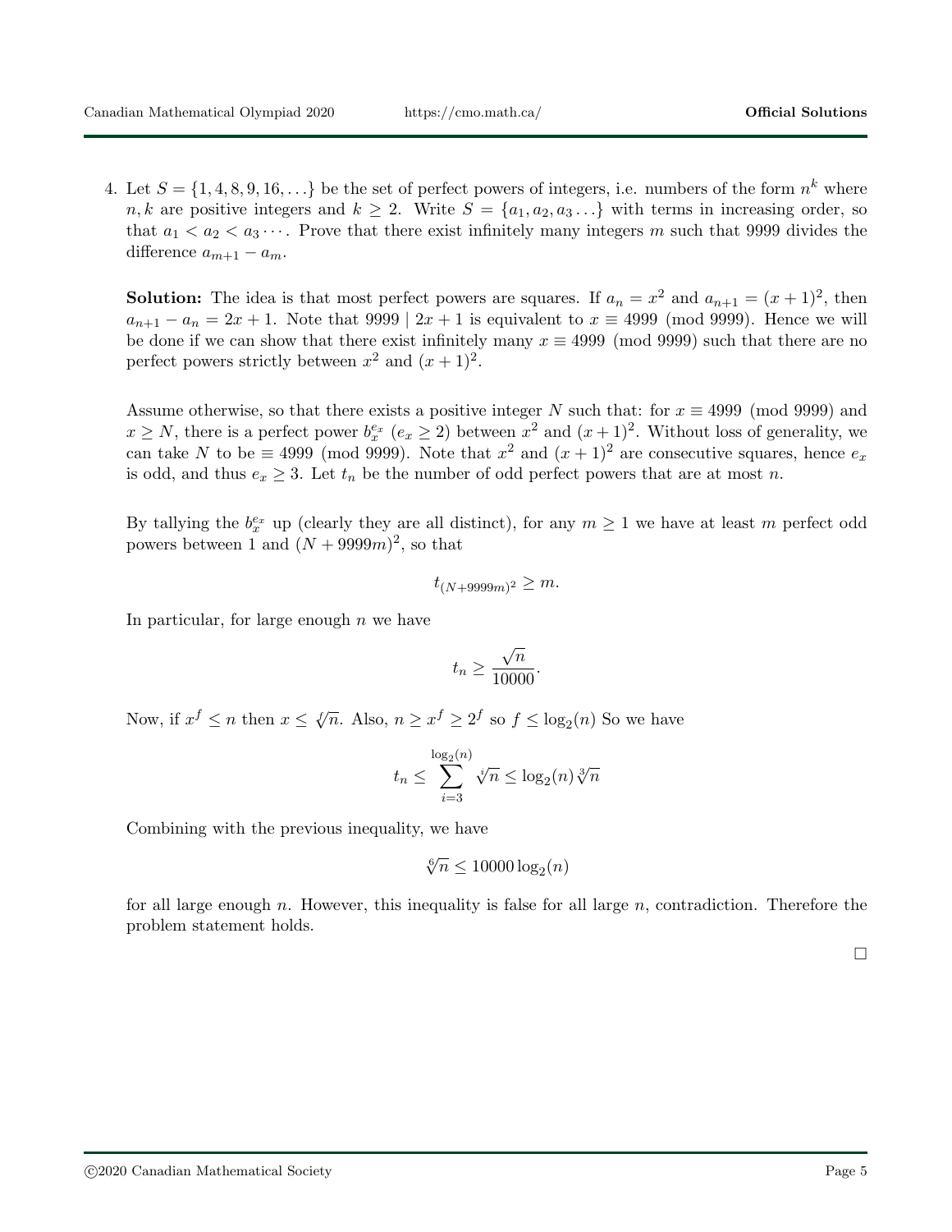4. Let $S = \{1, 4, 8, 9, 16, \ldots\}$ be the set of perfect powers of integers, i.e. numbers of the form $n^k$ where $n, k$ are positive integers and $k \geq 2$. Write $S = \{a_1, a_2, a_3 \ldots\}$ with terms in increasing order, so that $a_1 < a_2 < a_3 \cdots$. Prove that there exist infinitely many integers $m$ such that 9999 divides the difference $a_{m+1} - a_m$.

   **Solution:** The idea is that most perfect powers are squares. If $a_n = x^2$ and $a_{n+1} = (x+1)^2$, then $a_{n+1} - a_n = 2x + 1$. Note that $9999 \mid 2x + 1$ is equivalent to $x \equiv 4999 \pmod{9999}$. Hence we will be done if we can show that there exist infinitely many $x \equiv 4999 \pmod{9999}$ such that there are no perfect powers strictly between $x^2$ and $(x+1)^2$.

   Assume otherwise, so that there exists a positive integer $N$ such that: for $x \equiv 4999 \pmod{9999}$ and $x \geq N$, there is a perfect power $b_x^{e_x}$ ($e_x \geq 2$) between $x^2$ and $(x+1)^2$. Without loss of generality, we can take $N$ to be $\equiv 4999 \pmod{9999}$. Note that $x^2$ and $(x+1)^2$ are consecutive squares, hence $e_x$ is odd, and thus $e_x \geq 3$. Let $t_n$ be the number of odd perfect powers that are at most $n$.

   By tallying the $b_x^{e_x}$ up (clearly they are all distinct), for any $m \geq 1$ we have at least $m$ perfect odd powers between 1 and $(N + 9999m)^2$, so that

   $$t_{(N+9999m)^2} \geq m.$$

   In particular, for large enough $n$ we have

   $$t_n \geq \frac{\sqrt{n}}{10000}.$$

   Now, if $x^f \leq n$ then $x \leq \sqrt[f]{n}$. Also, $n \geq x^f \geq 2^f$ so $f \leq \log_2(n)$ So we have

   $$t_n \leq \sum_{i=3}^{\log_2(n)} \sqrt[i]{n} \leq \log_2(n) \sqrt[3]{n}$$

   Combining with the previous inequality, we have

   $$\sqrt[6]{n} \leq 10000 \log_2(n)$$

   for all large enough $n$. However, this inequality is false for all large $n$, contradiction. Therefore the problem statement holds.

   □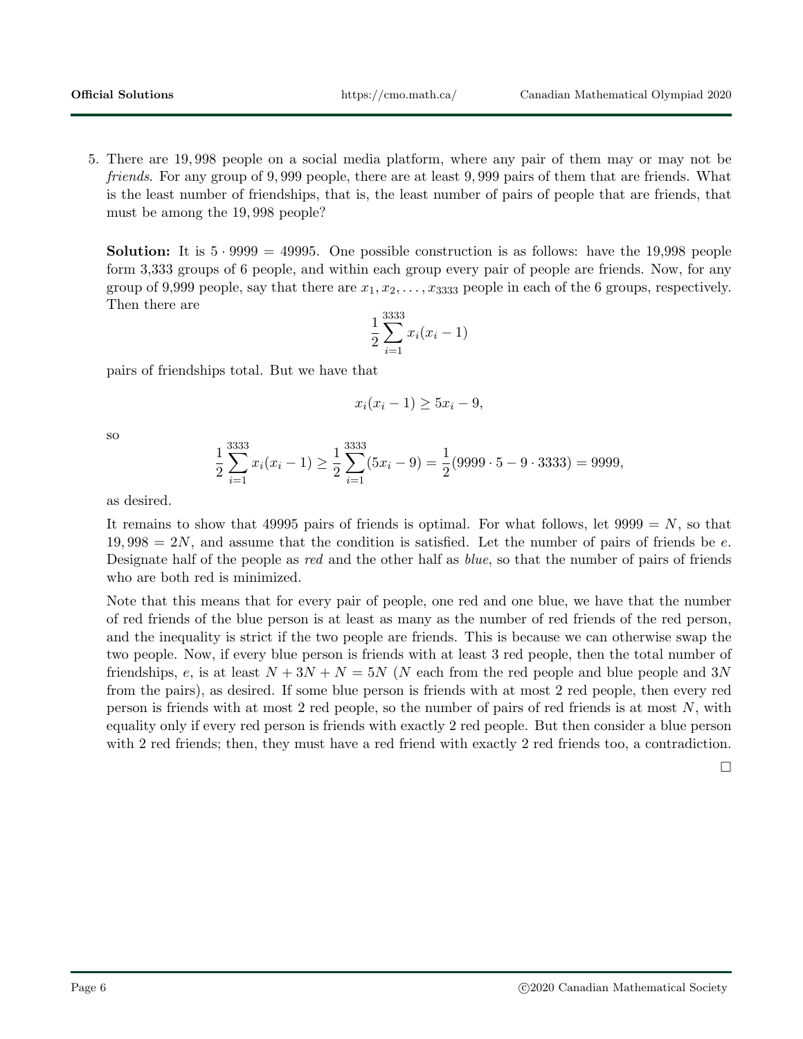5. There are 19,998 people on a social media platform, where any pair of them may or may not be *friends*. For any group of 9,999 people, there are at least 9,999 pairs of them that are friends. What is the least number of friendships, that is, the least number of pairs of people that are friends, that must be among the 19,998 people?

**Solution:** It is $5 \cdot 9999 = 49995$. One possible construction is as follows: have the 19,998 people form 3,333 groups of 6 people, and within each group every pair of people are friends. Now, for any group of 9,999 people, say that there are $x_1, x_2, \ldots, x_{3333}$ people in each of the 6 groups, respectively. Then there are

$$\frac{1}{2}\sum_{i=1}^{3333} x_i(x_i - 1)$$

pairs of friendships total. But we have that

$$x_i(x_i - 1) \geq 5x_i - 9,$$

so

$$\frac{1}{2}\sum_{i=1}^{3333} x_i(x_i - 1) \geq \frac{1}{2}\sum_{i=1}^{3333}(5x_i - 9) = \frac{1}{2}(9999 \cdot 5 - 9 \cdot 3333) = 9999,$$

as desired.

It remains to show that 49995 pairs of friends is optimal. For what follows, let $9999 = N$, so that $19,998 = 2N$, and assume that the condition is satisfied. Let the number of pairs of friends be $e$. Designate half of the people as *red* and the other half as *blue*, so that the number of pairs of friends who are both red is minimized.

Note that this means that for every pair of people, one red and one blue, we have that the number of red friends of the blue person is at least as many as the number of red friends of the red person, and the inequality is strict if the two people are friends. This is because we can otherwise swap the two people. Now, if every blue person is friends with at least 3 red people, then the total number of friendships, $e$, is at least $N + 3N + N = 5N$ ($N$ each from the red people and blue people and $3N$ from the pairs), as desired. If some blue person is friends with at most 2 red people, then every red person is friends with at most 2 red people, so the number of pairs of red friends is at most $N$, with equality only if every red person is friends with exactly 2 red people. But then consider a blue person with 2 red friends; then, they must have a red friend with exactly 2 red friends too, a contradiction.

$\square$